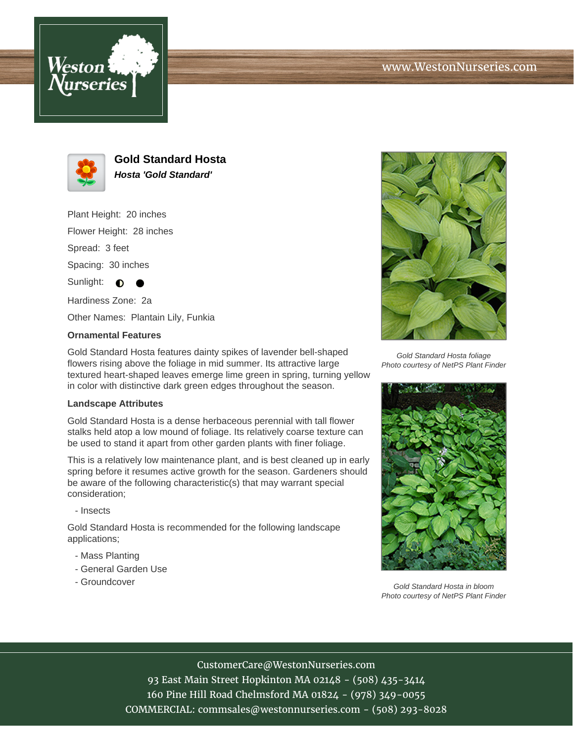# Gold Standard Hosta

***Hosta 'Gold Standard'***

Plant Height: 20 inches

Flower Height: 28 inches

Spread: 3 feet

Spacing: 30 inches

Sunlight: ◐ ●

Hardiness Zone: 2a

Other Names: Plantain Lily, Funkia

### Ornamental Features

Gold Standard Hosta features dainty spikes of lavender bell-shaped flowers rising above the foliage in mid summer. Its attractive large textured heart-shaped leaves emerge lime green in spring, turning yellow in color with distinctive dark green edges throughout the season.

### Landscape Attributes

Gold Standard Hosta is a dense herbaceous perennial with tall flower stalks held atop a low mound of foliage. Its relatively coarse texture can be used to stand it apart from other garden plants with finer foliage.

This is a relatively low maintenance plant, and is best cleaned up in early spring before it resumes active growth for the season. Gardeners should be aware of the following characteristic(s) that may warrant special consideration;

- Insects

Gold Standard Hosta is recommended for the following landscape applications;

- Mass Planting
- General Garden Use
- Groundcover

*Gold Standard Hosta foliage*
*Photo courtesy of NetPS Plant Finder*

*Gold Standard Hosta in bloom*
*Photo courtesy of NetPS Plant Finder*

CustomerCare@WestonNurseries.com
93 East Main Street Hopkinton MA 02148 - (508) 435-3414
160 Pine Hill Road Chelmsford MA 01824 - (978) 349-0055
COMMERCIAL: commsales@westonnurseries.com - (508) 293-8028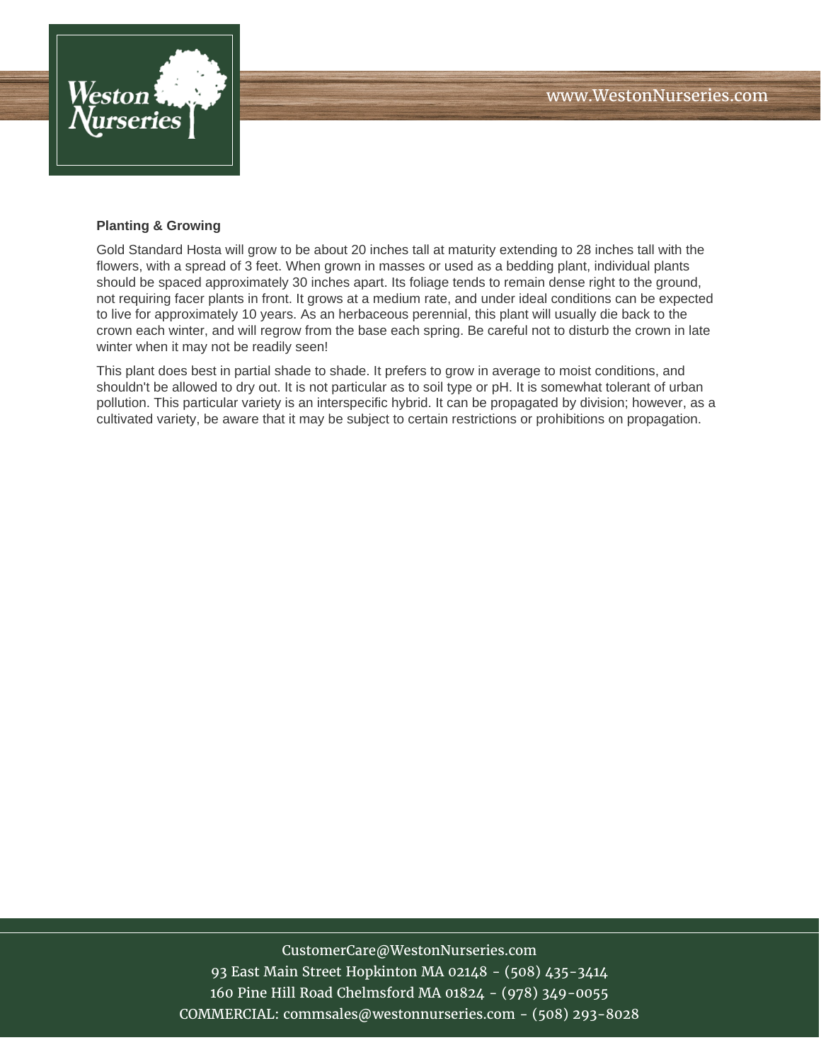### Planting & Growing

Gold Standard Hosta will grow to be about 20 inches tall at maturity extending to 28 inches tall with the flowers, with a spread of 3 feet. When grown in masses or used as a bedding plant, individual plants should be spaced approximately 30 inches apart. Its foliage tends to remain dense right to the ground, not requiring facer plants in front. It grows at a medium rate, and under ideal conditions can be expected to live for approximately 10 years. As an herbaceous perennial, this plant will usually die back to the crown each winter, and will regrow from the base each spring. Be careful not to disturb the crown in late winter when it may not be readily seen!

This plant does best in partial shade to shade. It prefers to grow in average to moist conditions, and shouldn't be allowed to dry out. It is not particular as to soil type or pH. It is somewhat tolerant of urban pollution. This particular variety is an interspecific hybrid. It can be propagated by division; however, as a cultivated variety, be aware that it may be subject to certain restrictions or prohibitions on propagation.